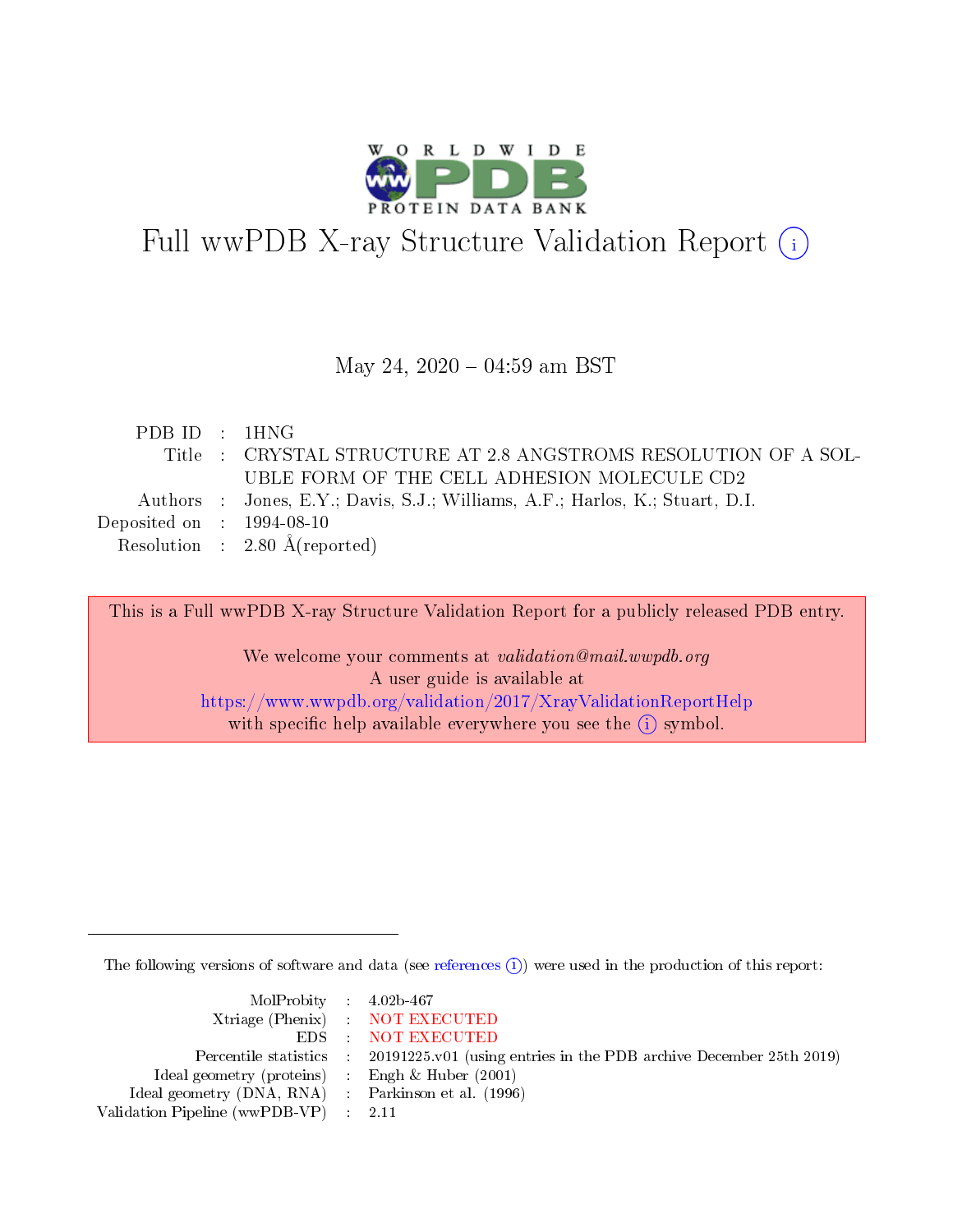# Full wwPDB X-ray Structure Validation Report (i)

May 24, 2020 – 04:59 am BST

| | | |
|---|---|---|
| PDB ID | : | 1HNG |
| Title | : | CRYSTAL STRUCTURE AT 2.8 ANGSTROMS RESOLUTION OF A SOLUBLE FORM OF THE CELL ADHESION MOLECULE CD2 |
| Authors | : | Jones, E.Y.; Davis, S.J.; Williams, A.F.; Harlos, K.; Stuart, D.I. |
| Deposited on | : | 1994-08-10 |
| Resolution | : | 2.80 Å(reported) |

This is a Full wwPDB X-ray Structure Validation Report for a publicly released PDB entry.

We welcome your comments at *validation@mail.wwpdb.org*
A user guide is available at
https://www.wwpdb.org/validation/2017/XrayValidationReportHelp
with specific help available everywhere you see the (i) symbol.

The following versions of software and data (see references (i)) were used in the production of this report:

| | | |
|---|---|---|
| MolProbity | : | 4.02b-467 |
| Xtriage (Phenix) | : | NOT EXECUTED |
| EDS | : | NOT EXECUTED |
| Percentile statistics | : | 20191225.v01 (using entries in the PDB archive December 25th 2019) |
| Ideal geometry (proteins) | : | Engh & Huber (2001) |
| Ideal geometry (DNA, RNA) | : | Parkinson et al. (1996) |
| Validation Pipeline (wwPDB-VP) | : | 2.11 |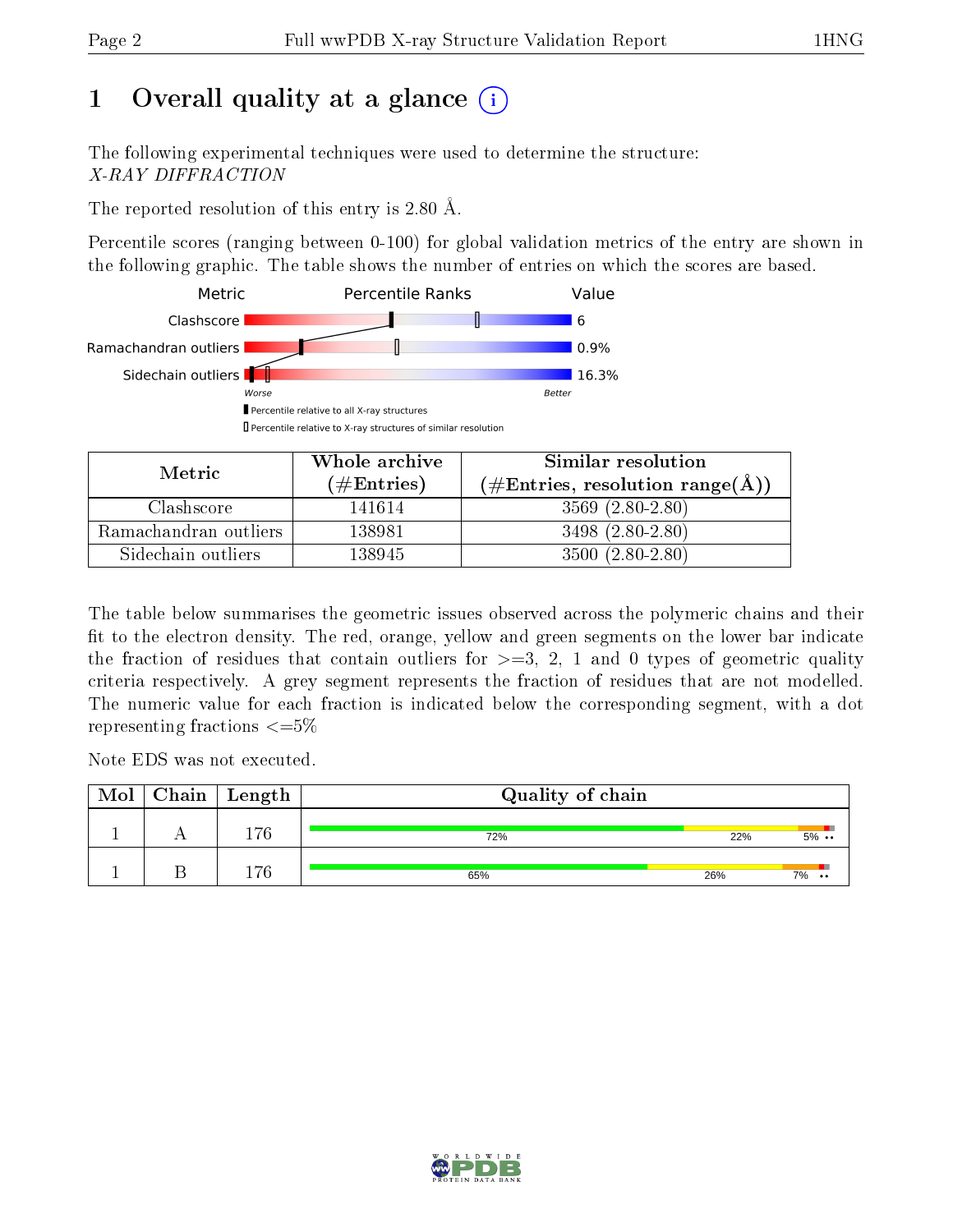# 1 Overall quality at a glance

The following experimental techniques were used to determine the structure:
*X-RAY DIFFRACTION*

The reported resolution of this entry is 2.80 Å.

Percentile scores (ranging between 0-100) for global validation metrics of the entry are shown in the following graphic. The table shows the number of entries on which the scores are based.

| Metric | Value |
|---|---|
| Clashscore | 6 |
| Ramachandran outliers | 0.9% |
| Sidechain outliers | 16.3% |

| Metric | Whole archive (#Entries) | Similar resolution (#Entries, resolution range(Å)) |
|---|---|---|
| Clashscore | 141614 | 3569 (2.80-2.80) |
| Ramachandran outliers | 138981 | 3498 (2.80-2.80) |
| Sidechain outliers | 138945 | 3500 (2.80-2.80) |

The table below summarises the geometric issues observed across the polymeric chains and their fit to the electron density. The red, orange, yellow and green segments on the lower bar indicate the fraction of residues that contain outliers for >=3, 2, 1 and 0 types of geometric quality criteria respectively. A grey segment represents the fraction of residues that are not modelled. The numeric value for each fraction is indicated below the corresponding segment, with a dot representing fractions <=5%

Note EDS was not executed.

| Mol | Chain | Length | Quality of chain |
|---|---|---|---|
| 1 | A | 176 | 72% 22% 5% •• |
| 1 | B | 176 | 65% 26% 7% •• |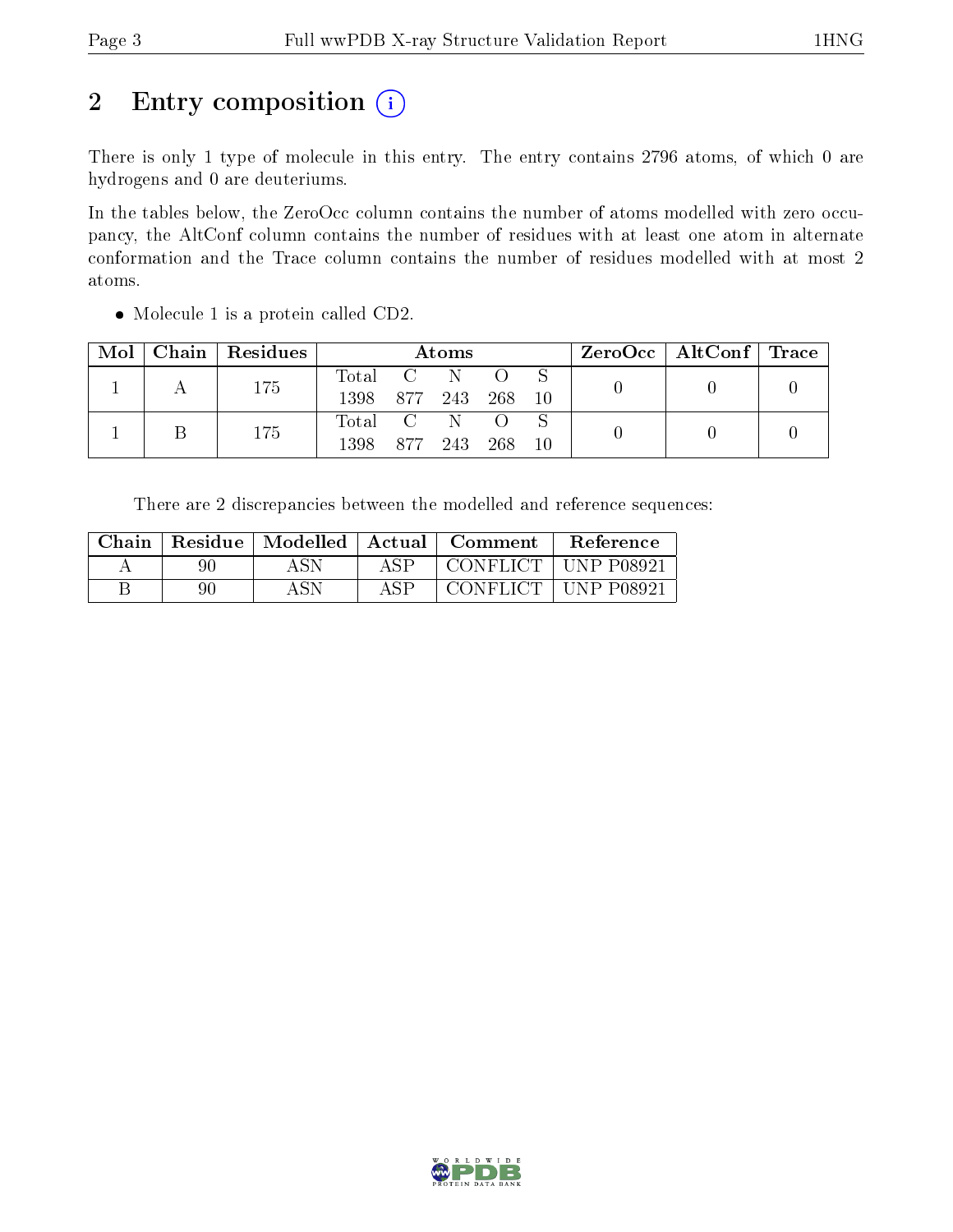## 2 Entry composition (i)

There is only 1 type of molecule in this entry. The entry contains 2796 atoms, of which 0 are hydrogens and 0 are deuteriums.

In the tables below, the ZeroOcc column contains the number of atoms modelled with zero occupancy, the AltConf column contains the number of residues with at least one atom in alternate conformation and the Trace column contains the number of residues modelled with at most 2 atoms.

- Molecule 1 is a protein called CD2.

| Mol | Chain | Residues | Atoms | | | | | ZeroOcc | AltConf | Trace |
|---|---|---|---|---|---|---|---|---|---|---|
| 1 | A | 175 | Total<br>1398 | C<br>877 | N<br>243 | O<br>268 | S<br>10 | 0 | 0 | 0 |
| 1 | B | 175 | Total<br>1398 | C<br>877 | N<br>243 | O<br>268 | S<br>10 | 0 | 0 | 0 |

There are 2 discrepancies between the modelled and reference sequences:

| Chain | Residue | Modelled | Actual | Comment | Reference |
|---|---|---|---|---|---|
| A | 90 | ASN | ASP | CONFLICT | UNP P08921 |
| B | 90 | ASN | ASP | CONFLICT | UNP P08921 |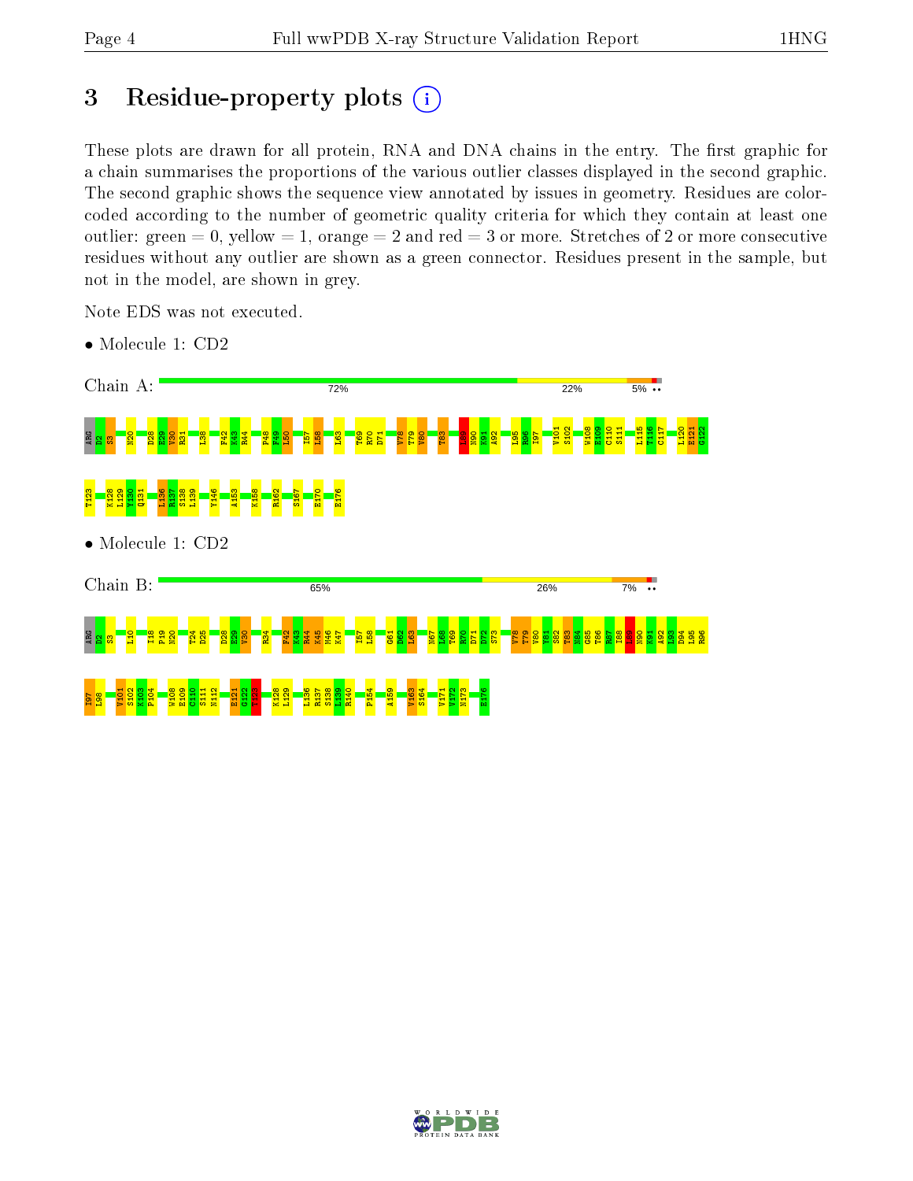# 3 Residue-property plots

These plots are drawn for all protein, RNA and DNA chains in the entry. The first graphic for a chain summarises the proportions of the various outlier classes displayed in the second graphic. The second graphic shows the sequence view annotated by issues in geometry. Residues are color-coded according to the number of geometric quality criteria for which they contain at least one outlier: green = 0, yellow = 1, orange = 2 and red = 3 or more. Stretches of 2 or more consecutive residues without any outlier are shown as a green connector. Residues present in the sample, but not in the model, are shown in grey.

Note EDS was not executed.

- Molecule 1: CD2

Chain A: 72% 22% 5% ••

ARG D2 S3 N20 D28 E29 V30 R31 L38 F42 K43 R44 P48 F49 L50 I57 L58 L63 T69 R70 D71 V78 T79 V80 T83 L89 N90 K91 A92 L95 R96 I97 V101 S102 W108 E109 C110 S111 L115 T116 C117 L120 E121 G122 T123 K128 L129 Y130 Q131 L136 R137 S138 L139 Y146 A153 K158 R162 S167 E170 E176

- Molecule 1: CD2

Chain B: 65% 26% 7% ••

ARG D2 S3 L10 I18 P19 N20 T24 D25 D28 E29 V30 R34 F42 K43 R44 K45 M46 K47 I57 L58 G61 D62 L63 N67 L68 T69 R70 D71 D72 S73 V78 T79 V80 Y81 S82 T83 N84 G85 T86 R87 I88 L89 N90 K91 A92 L93 D94 L95 R96 I97 L98 V101 S102 K103 P104 W108 E109 C110 S111 N112 E121 G122 T123 K128 L129 L136 R137 S138 L139 R140 P154 A159 V163 S164 V171 V172 N173 E176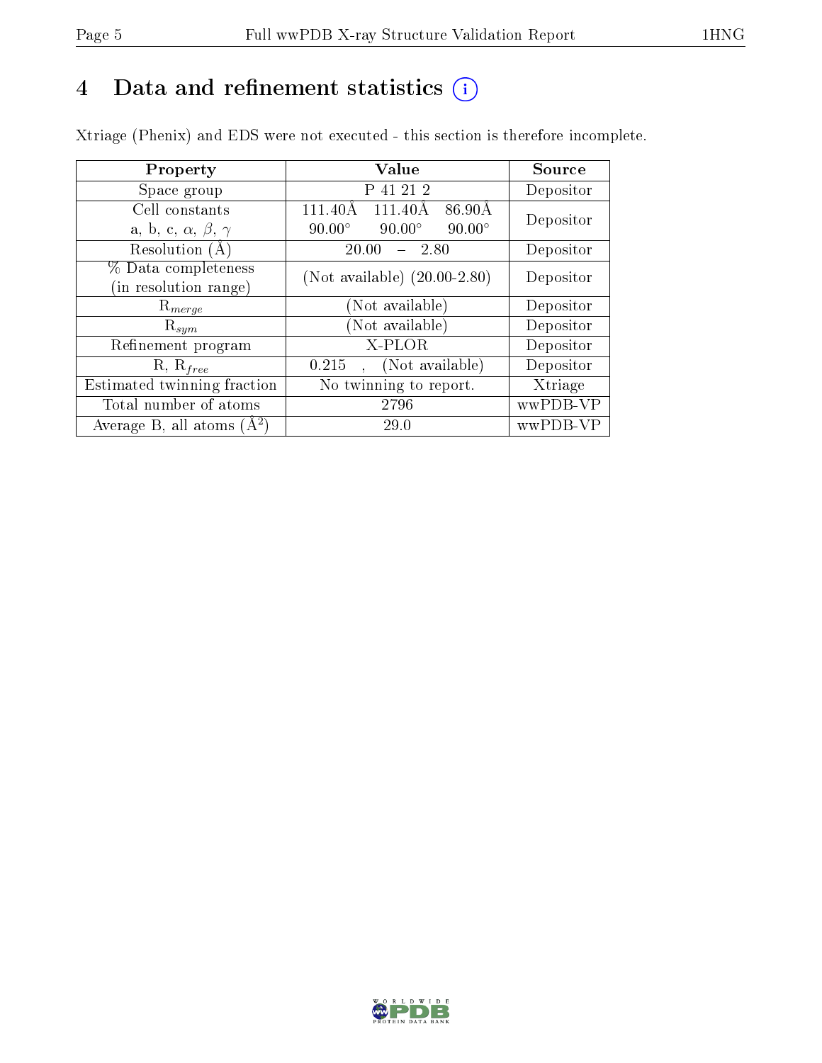# 4 Data and refinement statistics

Xtriage (Phenix) and EDS were not executed - this section is therefore incomplete.

| Property | Value | Source |
|---|---|---|
| Space group | P 41 21 2 | Depositor |
| Cell constants<br>a, b, c, $\alpha$, $\beta$, $\gamma$ | 111.40Å 111.40Å 86.90Å<br>90.00° 90.00° 90.00° | Depositor |
| Resolution (Å) | 20.00 – 2.80 | Depositor |
| % Data completeness<br>(in resolution range) | (Not available) (20.00-2.80) | Depositor |
| $R_{merge}$ | (Not available) | Depositor |
| $R_{sym}$ | (Not available) | Depositor |
| Refinement program | X-PLOR | Depositor |
| R, $R_{free}$ | 0.215 , (Not available) | Depositor |
| Estimated twinning fraction | No twinning to report. | Xtriage |
| Total number of atoms | 2796 | wwPDB-VP |
| Average B, all atoms (Å$^2$) | 29.0 | wwPDB-VP |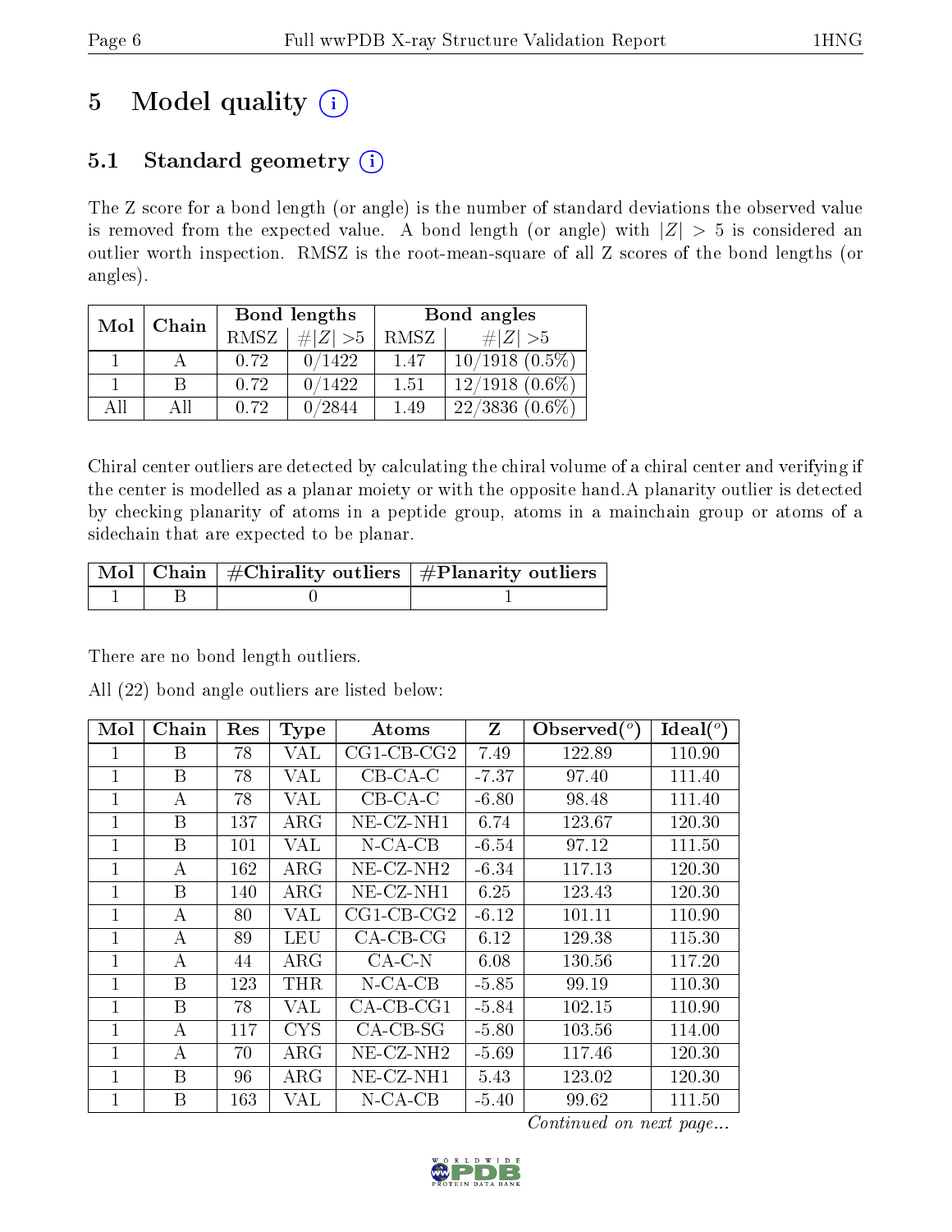# 5 Model quality (i)

## 5.1 Standard geometry (i)

The Z score for a bond length (or angle) is the number of standard deviations the observed value is removed from the expected value. A bond length (or angle) with $|Z| > 5$ is considered an outlier worth inspection. RMSZ is the root-mean-square of all Z scores of the bond lengths (or angles).

| Mol | Chain | Bond lengths | | Bond angles | |
|---|---|---|---|---|---|
| | | RMSZ | $\#\|Z\| > 5$ | RMSZ | $\#\|Z\| > 5$ |
| 1 | A | 0.72 | 0/1422 | 1.47 | 10/1918 (0.5%) |
| 1 | B | 0.72 | 0/1422 | 1.51 | 12/1918 (0.6%) |
| All | All | 0.72 | 0/2844 | 1.49 | 22/3836 (0.6%) |

Chiral center outliers are detected by calculating the chiral volume of a chiral center and verifying if the center is modelled as a planar moiety or with the opposite hand.A planarity outlier is detected by checking planarity of atoms in a peptide group, atoms in a mainchain group or atoms of a sidechain that are expected to be planar.

| Mol | Chain | #Chirality outliers | #Planarity outliers |
|---|---|---|---|
| 1 | B | 0 | 1 |

There are no bond length outliers.

All (22) bond angle outliers are listed below:

| Mol | Chain | Res | Type | Atoms | Z | Observed(°) | Ideal(°) |
|---|---|---|---|---|---|---|---|
| 1 | B | 78 | VAL | CG1-CB-CG2 | 7.49 | 122.89 | 110.90 |
| 1 | B | 78 | VAL | CB-CA-C | -7.37 | 97.40 | 111.40 |
| 1 | A | 78 | VAL | CB-CA-C | -6.80 | 98.48 | 111.40 |
| 1 | B | 137 | ARG | NE-CZ-NH1 | 6.74 | 123.67 | 120.30 |
| 1 | B | 101 | VAL | N-CA-CB | -6.54 | 97.12 | 111.50 |
| 1 | A | 162 | ARG | NE-CZ-NH2 | -6.34 | 117.13 | 120.30 |
| 1 | B | 140 | ARG | NE-CZ-NH1 | 6.25 | 123.43 | 120.30 |
| 1 | A | 80 | VAL | CG1-CB-CG2 | -6.12 | 101.11 | 110.90 |
| 1 | A | 89 | LEU | CA-CB-CG | 6.12 | 129.38 | 115.30 |
| 1 | A | 44 | ARG | CA-C-N | 6.08 | 130.56 | 117.20 |
| 1 | B | 123 | THR | N-CA-CB | -5.85 | 99.19 | 110.30 |
| 1 | B | 78 | VAL | CA-CB-CG1 | -5.84 | 102.15 | 110.90 |
| 1 | A | 117 | CYS | CA-CB-SG | -5.80 | 103.56 | 114.00 |
| 1 | A | 70 | ARG | NE-CZ-NH2 | -5.69 | 117.46 | 120.30 |
| 1 | B | 96 | ARG | NE-CZ-NH1 | 5.43 | 123.02 | 120.30 |
| 1 | B | 163 | VAL | N-CA-CB | -5.40 | 99.62 | 111.50 |

*Continued on next page...*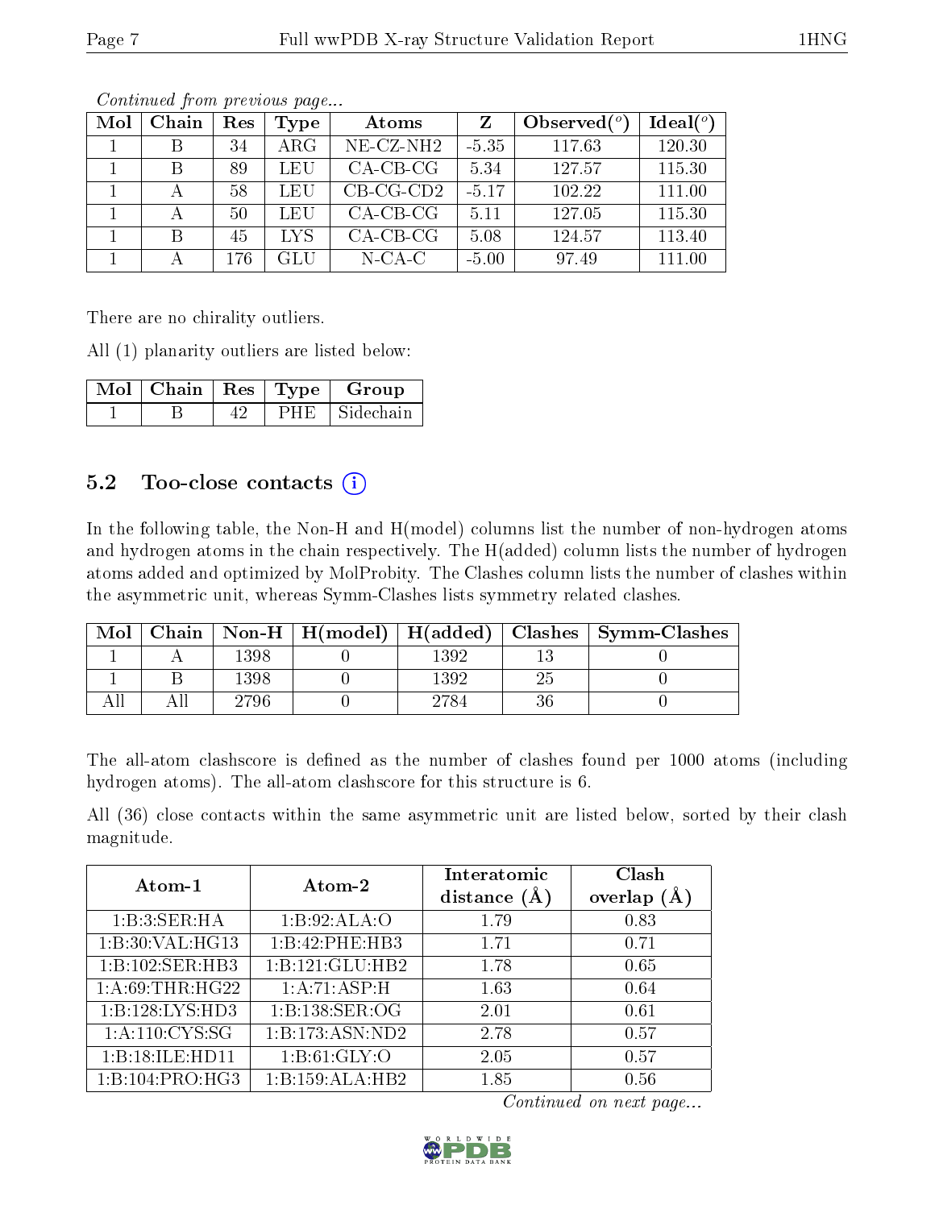*Continued from previous page...*

| Mol | Chain | Res | Type | Atoms | Z | Observed(°) | Ideal(°) |
|---|---|---|---|---|---|---|---|
| 1 | B | 34 | ARG | NE-CZ-NH2 | -5.35 | 117.63 | 120.30 |
| 1 | B | 89 | LEU | CA-CB-CG | 5.34 | 127.57 | 115.30 |
| 1 | A | 58 | LEU | CB-CG-CD2 | -5.17 | 102.22 | 111.00 |
| 1 | A | 50 | LEU | CA-CB-CG | 5.11 | 127.05 | 115.30 |
| 1 | B | 45 | LYS | CA-CB-CG | 5.08 | 124.57 | 113.40 |
| 1 | A | 176 | GLU | N-CA-C | -5.00 | 97.49 | 111.00 |

There are no chirality outliers.

All (1) planarity outliers are listed below:

| Mol | Chain | Res | Type | Group |
|---|---|---|---|---|
| 1 | B | 42 | PHE | Sidechain |

## 5.2 Too-close contacts

In the following table, the Non-H and H(model) columns list the number of non-hydrogen atoms and hydrogen atoms in the chain respectively. The H(added) column lists the number of hydrogen atoms added and optimized by MolProbity. The Clashes column lists the number of clashes within the asymmetric unit, whereas Symm-Clashes lists symmetry related clashes.

| Mol | Chain | Non-H | H(model) | H(added) | Clashes | Symm-Clashes |
|---|---|---|---|---|---|---|
| 1 | A | 1398 | 0 | 1392 | 13 | 0 |
| 1 | B | 1398 | 0 | 1392 | 25 | 0 |
| All | All | 2796 | 0 | 2784 | 36 | 0 |

The all-atom clashscore is defined as the number of clashes found per 1000 atoms (including hydrogen atoms). The all-atom clashscore for this structure is 6.

All (36) close contacts within the same asymmetric unit are listed below, sorted by their clash magnitude.

| Atom-1 | Atom-2 | Interatomic distance (Å) | Clash overlap (Å) |
|---|---|---|---|
| 1:B:3:SER:HA | 1:B:92:ALA:O | 1.79 | 0.83 |
| 1:B:30:VAL:HG13 | 1:B:42:PHE:HB3 | 1.71 | 0.71 |
| 1:B:102:SER:HB3 | 1:B:121:GLU:HB2 | 1.78 | 0.65 |
| 1:A:69:THR:HG22 | 1:A:71:ASP:H | 1.63 | 0.64 |
| 1:B:128:LYS:HD3 | 1:B:138:SER:OG | 2.01 | 0.61 |
| 1:A:110:CYS:SG | 1:B:173:ASN:ND2 | 2.78 | 0.57 |
| 1:B:18:ILE:HD11 | 1:B:61:GLY:O | 2.05 | 0.57 |
| 1:B:104:PRO:HG3 | 1:B:159:ALA:HB2 | 1.85 | 0.56 |

*Continued on next page...*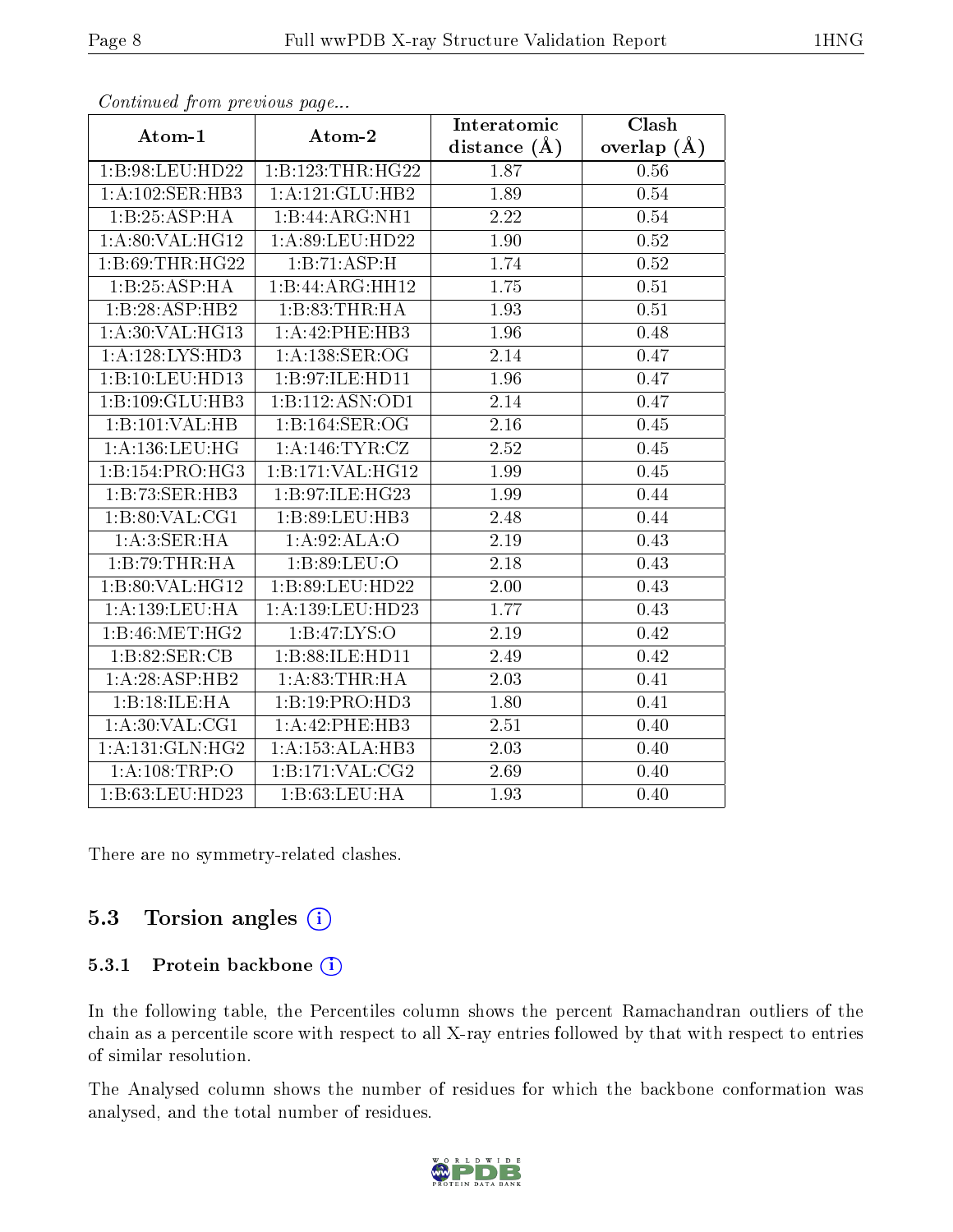*Continued from previous page...*

| Atom-1 | Atom-2 | Interatomic distance (Å) | Clash overlap (Å) |
|---|---|---|---|
| 1:B:98:LEU:HD22 | 1:B:123:THR:HG22 | 1.87 | 0.56 |
| 1:A:102:SER:HB3 | 1:A:121:GLU:HB2 | 1.89 | 0.54 |
| 1:B:25:ASP:HA | 1:B:44:ARG:NH1 | 2.22 | 0.54 |
| 1:A:80:VAL:HG12 | 1:A:89:LEU:HD22 | 1.90 | 0.52 |
| 1:B:69:THR:HG22 | 1:B:71:ASP:H | 1.74 | 0.52 |
| 1:B:25:ASP:HA | 1:B:44:ARG:HH12 | 1.75 | 0.51 |
| 1:B:28:ASP:HB2 | 1:B:83:THR:HA | 1.93 | 0.51 |
| 1:A:30:VAL:HG13 | 1:A:42:PHE:HB3 | 1.96 | 0.48 |
| 1:A:128:LYS:HD3 | 1:A:138:SER:OG | 2.14 | 0.47 |
| 1:B:10:LEU:HD13 | 1:B:97:ILE:HD11 | 1.96 | 0.47 |
| 1:B:109:GLU:HB3 | 1:B:112:ASN:OD1 | 2.14 | 0.47 |
| 1:B:101:VAL:HB | 1:B:164:SER:OG | 2.16 | 0.45 |
| 1:A:136:LEU:HG | 1:A:146:TYR:CZ | 2.52 | 0.45 |
| 1:B:154:PRO:HG3 | 1:B:171:VAL:HG12 | 1.99 | 0.45 |
| 1:B:73:SER:HB3 | 1:B:97:ILE:HG23 | 1.99 | 0.44 |
| 1:B:80:VAL:CG1 | 1:B:89:LEU:HB3 | 2.48 | 0.44 |
| 1:A:3:SER:HA | 1:A:92:ALA:O | 2.19 | 0.43 |
| 1:B:79:THR:HA | 1:B:89:LEU:O | 2.18 | 0.43 |
| 1:B:80:VAL:HG12 | 1:B:89:LEU:HD22 | 2.00 | 0.43 |
| 1:A:139:LEU:HA | 1:A:139:LEU:HD23 | 1.77 | 0.43 |
| 1:B:46:MET:HG2 | 1:B:47:LYS:O | 2.19 | 0.42 |
| 1:B:82:SER:CB | 1:B:88:ILE:HD11 | 2.49 | 0.42 |
| 1:A:28:ASP:HB2 | 1:A:83:THR:HA | 2.03 | 0.41 |
| 1:B:18:ILE:HA | 1:B:19:PRO:HD3 | 1.80 | 0.41 |
| 1:A:30:VAL:CG1 | 1:A:42:PHE:HB3 | 2.51 | 0.40 |
| 1:A:131:GLN:HG2 | 1:A:153:ALA:HB3 | 2.03 | 0.40 |
| 1:A:108:TRP:O | 1:B:171:VAL:CG2 | 2.69 | 0.40 |
| 1:B:63:LEU:HD23 | 1:B:63:LEU:HA | 1.93 | 0.40 |

There are no symmetry-related clashes.

## 5.3 Torsion angles

### 5.3.1 Protein backbone

In the following table, the Percentiles column shows the percent Ramachandran outliers of the chain as a percentile score with respect to all X-ray entries followed by that with respect to entries of similar resolution.

The Analysed column shows the number of residues for which the backbone conformation was analysed, and the total number of residues.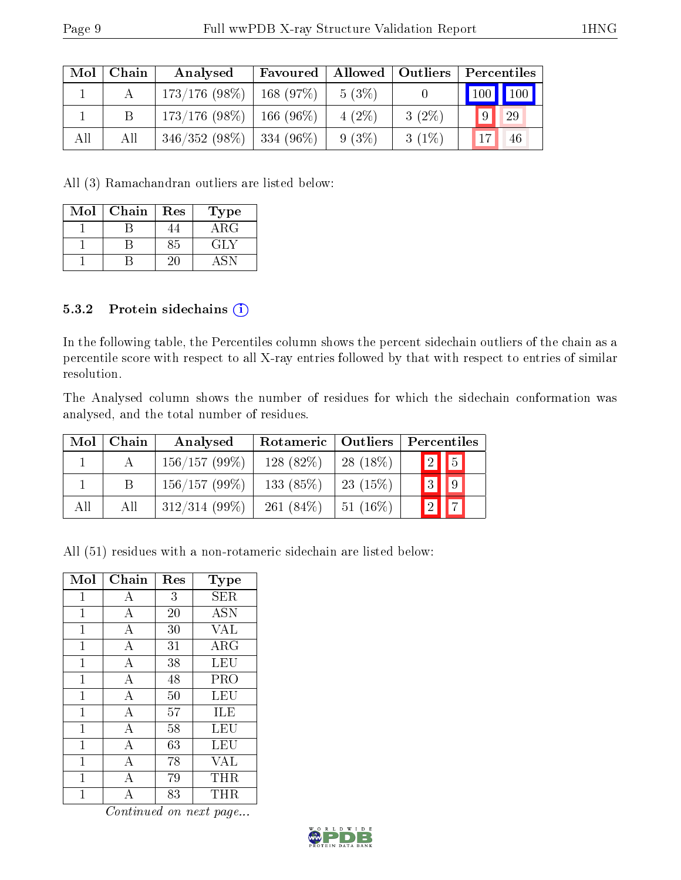| Mol | Chain | Analysed | Favoured | Allowed | Outliers | Percentiles | |
|---|---|---|---|---|---|---|---|
| 1 | A | 173/176 (98%) | 168 (97%) | 5 (3%) | 0 | 100 | 100 |
| 1 | B | 173/176 (98%) | 166 (96%) | 4 (2%) | 3 (2%) | 9 | 29 |
| All | All | 346/352 (98%) | 334 (96%) | 9 (3%) | 3 (1%) | 17 | 46 |

All (3) Ramachandran outliers are listed below:

| Mol | Chain | Res | Type |
|---|---|---|---|
| 1 | B | 44 | ARG |
| 1 | B | 85 | GLY |
| 1 | B | 20 | ASN |

### 5.3.2 Protein sidechains

In the following table, the Percentiles column shows the percent sidechain outliers of the chain as a percentile score with respect to all X-ray entries followed by that with respect to entries of similar resolution.

The Analysed column shows the number of residues for which the sidechain conformation was analysed, and the total number of residues.

| Mol | Chain | Analysed | Rotameric | Outliers | Percentiles | |
|---|---|---|---|---|---|---|
| 1 | A | 156/157 (99%) | 128 (82%) | 28 (18%) | 2 | 5 |
| 1 | B | 156/157 (99%) | 133 (85%) | 23 (15%) | 3 | 9 |
| All | All | 312/314 (99%) | 261 (84%) | 51 (16%) | 2 | 7 |

All (51) residues with a non-rotameric sidechain are listed below:

| Mol | Chain | Res | Type |
|---|---|---|---|
| 1 | A | 3 | SER |
| 1 | A | 20 | ASN |
| 1 | A | 30 | VAL |
| 1 | A | 31 | ARG |
| 1 | A | 38 | LEU |
| 1 | A | 48 | PRO |
| 1 | A | 50 | LEU |
| 1 | A | 57 | ILE |
| 1 | A | 58 | LEU |
| 1 | A | 63 | LEU |
| 1 | A | 78 | VAL |
| 1 | A | 79 | THR |
| 1 | A | 83 | THR |

*Continued on next page...*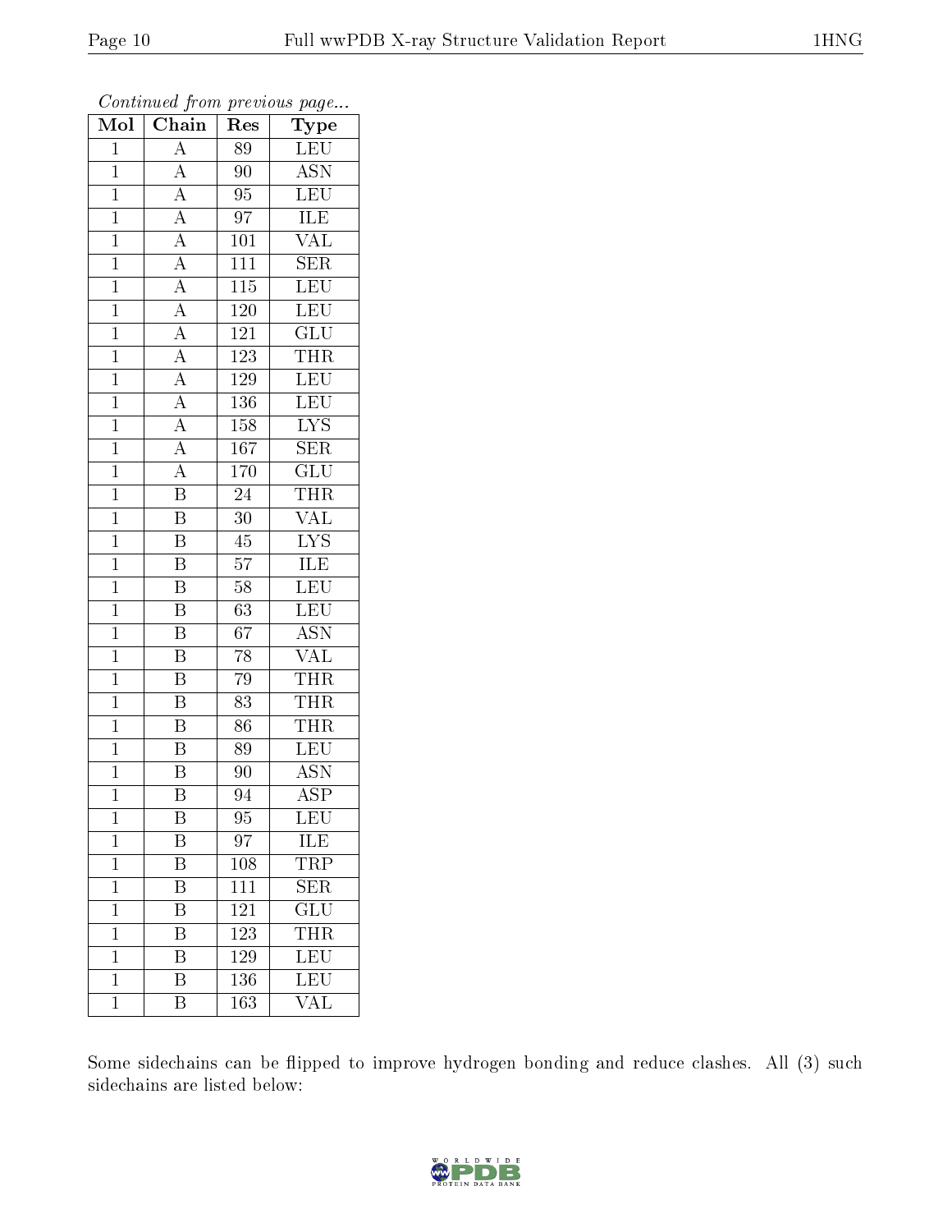*Continued from previous page...*

| Mol | Chain | Res | Type |
|---|---|---|---|
| 1 | A | 89 | LEU |
| 1 | A | 90 | ASN |
| 1 | A | 95 | LEU |
| 1 | A | 97 | ILE |
| 1 | A | 101 | VAL |
| 1 | A | 111 | SER |
| 1 | A | 115 | LEU |
| 1 | A | 120 | LEU |
| 1 | A | 121 | GLU |
| 1 | A | 123 | THR |
| 1 | A | 129 | LEU |
| 1 | A | 136 | LEU |
| 1 | A | 158 | LYS |
| 1 | A | 167 | SER |
| 1 | A | 170 | GLU |
| 1 | B | 24 | THR |
| 1 | B | 30 | VAL |
| 1 | B | 45 | LYS |
| 1 | B | 57 | ILE |
| 1 | B | 58 | LEU |
| 1 | B | 63 | LEU |
| 1 | B | 67 | ASN |
| 1 | B | 78 | VAL |
| 1 | B | 79 | THR |
| 1 | B | 83 | THR |
| 1 | B | 86 | THR |
| 1 | B | 89 | LEU |
| 1 | B | 90 | ASN |
| 1 | B | 94 | ASP |
| 1 | B | 95 | LEU |
| 1 | B | 97 | ILE |
| 1 | B | 108 | TRP |
| 1 | B | 111 | SER |
| 1 | B | 121 | GLU |
| 1 | B | 123 | THR |
| 1 | B | 129 | LEU |
| 1 | B | 136 | LEU |
| 1 | B | 163 | VAL |

Some sidechains can be flipped to improve hydrogen bonding and reduce clashes. All (3) such sidechains are listed below: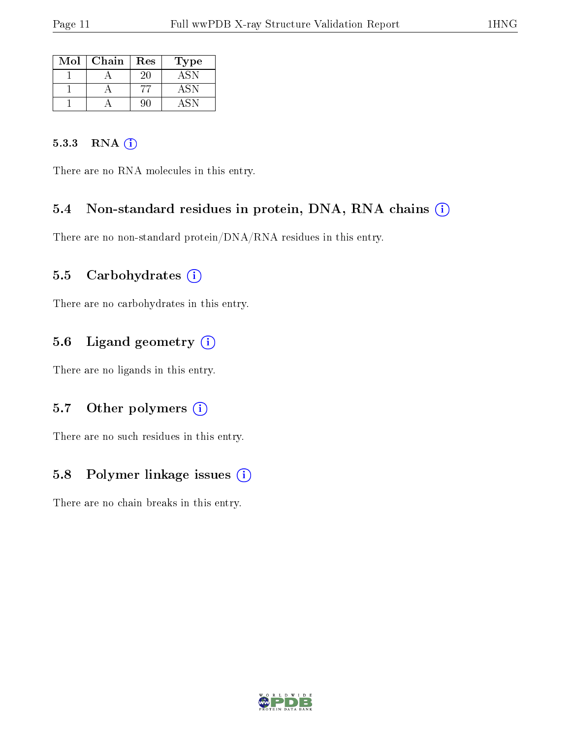| Mol | Chain | Res | Type |
|---|---|---|---|
| 1 | A | 20 | ASN |
| 1 | A | 77 | ASN |
| 1 | A | 90 | ASN |

#### 5.3.3 RNA

There are no RNA molecules in this entry.

### 5.4 Non-standard residues in protein, DNA, RNA chains

There are no non-standard protein/DNA/RNA residues in this entry.

### 5.5 Carbohydrates

There are no carbohydrates in this entry.

### 5.6 Ligand geometry

There are no ligands in this entry.

### 5.7 Other polymers

There are no such residues in this entry.

### 5.8 Polymer linkage issues

There are no chain breaks in this entry.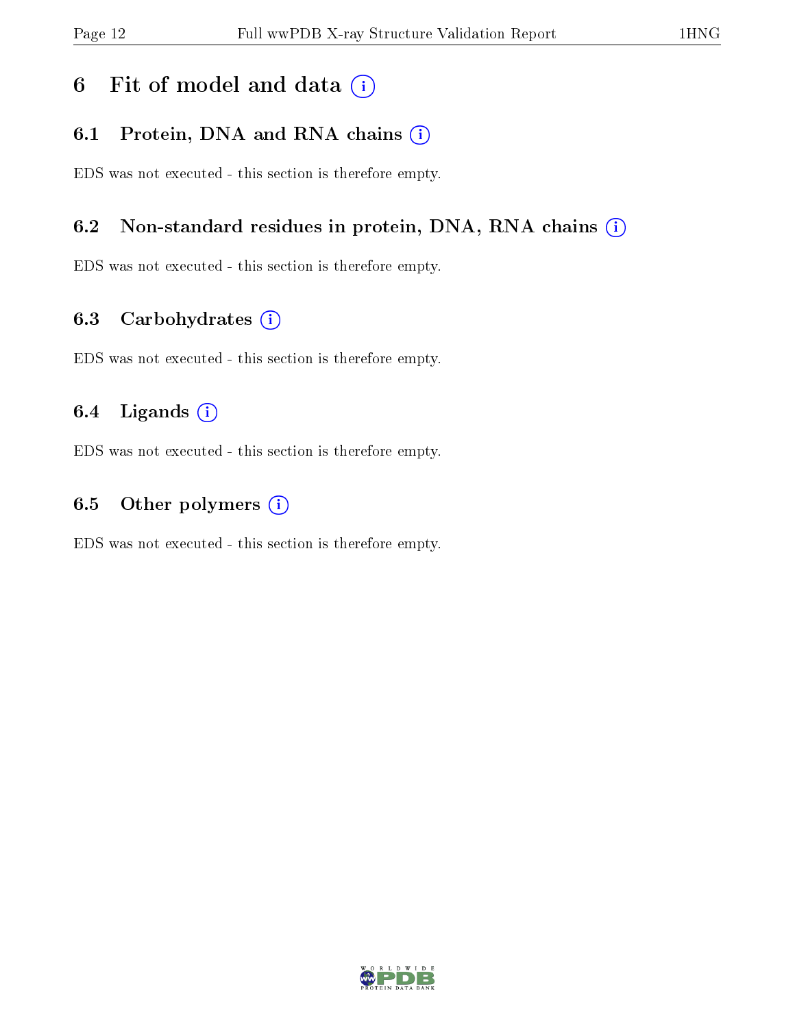# 6 Fit of model and data

## 6.1 Protein, DNA and RNA chains

EDS was not executed - this section is therefore empty.

## 6.2 Non-standard residues in protein, DNA, RNA chains

EDS was not executed - this section is therefore empty.

## 6.3 Carbohydrates

EDS was not executed - this section is therefore empty.

## 6.4 Ligands

EDS was not executed - this section is therefore empty.

## 6.5 Other polymers

EDS was not executed - this section is therefore empty.